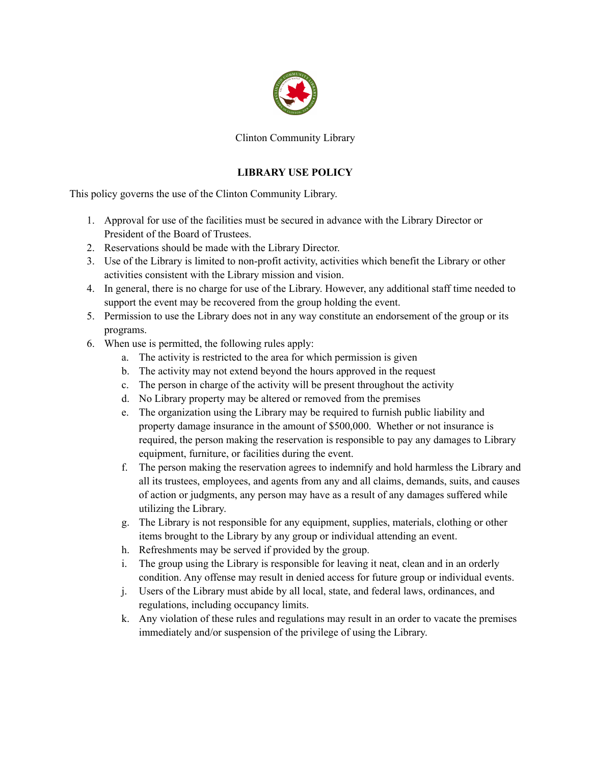Clinton Community Library

## LIBRARY USE POLICY

This policy governs the use of the Clinton Community Library.

1. Approval for use of the facilities must be secured in advance with the Library Director or President of the Board of Trustees.
2. Reservations should be made with the Library Director.
3. Use of the Library is limited to non-profit activity, activities which benefit the Library or other activities consistent with the Library mission and vision.
4. In general, there is no charge for use of the Library. However, any additional staff time needed to support the event may be recovered from the group holding the event.
5. Permission to use the Library does not in any way constitute an endorsement of the group or its programs.
6. When use is permitted, the following rules apply:
    a. The activity is restricted to the area for which permission is given
    b. The activity may not extend beyond the hours approved in the request
    c. The person in charge of the activity will be present throughout the activity
    d. No Library property may be altered or removed from the premises
    e. The organization using the Library may be required to furnish public liability and property damage insurance in the amount of $500,000. Whether or not insurance is required, the person making the reservation is responsible to pay any damages to Library equipment, furniture, or facilities during the event.
    f. The person making the reservation agrees to indemnify and hold harmless the Library and all its trustees, employees, and agents from any and all claims, demands, suits, and causes of action or judgments, any person may have as a result of any damages suffered while utilizing the Library.
    g. The Library is not responsible for any equipment, supplies, materials, clothing or other items brought to the Library by any group or individual attending an event.
    h. Refreshments may be served if provided by the group.
    i. The group using the Library is responsible for leaving it neat, clean and in an orderly condition. Any offense may result in denied access for future group or individual events.
    j. Users of the Library must abide by all local, state, and federal laws, ordinances, and regulations, including occupancy limits.
    k. Any violation of these rules and regulations may result in an order to vacate the premises immediately and/or suspension of the privilege of using the Library.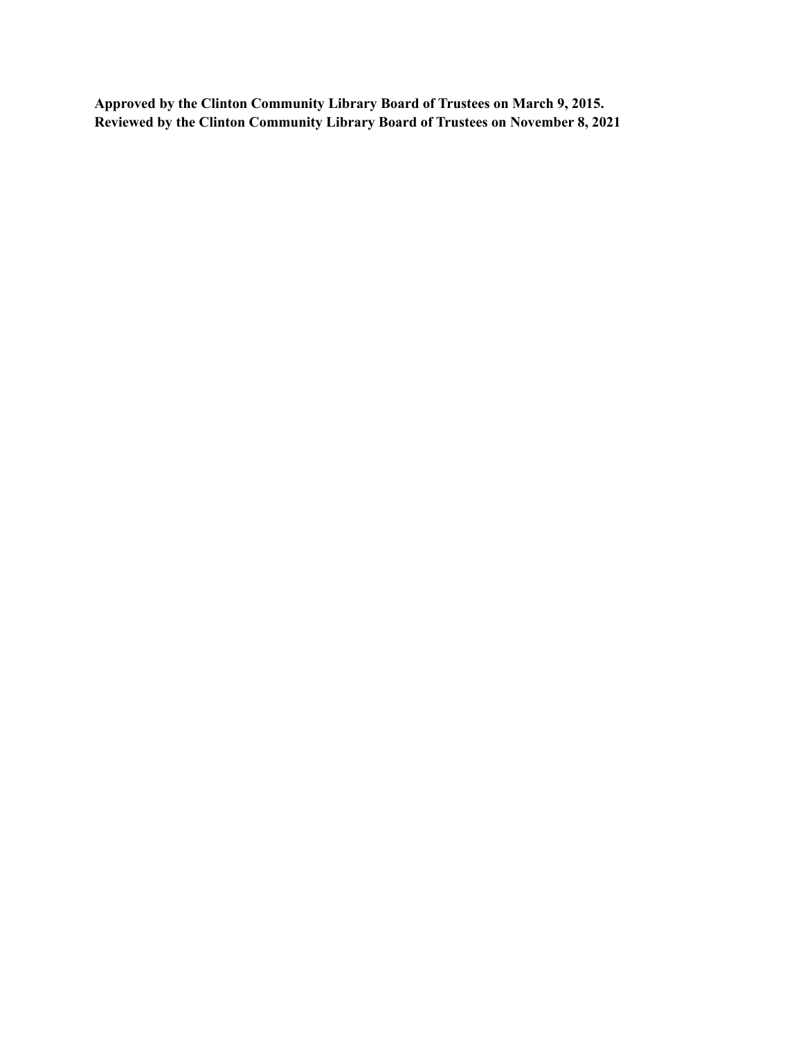**Approved by the Clinton Community Library Board of Trustees on March 9, 2015.**
**Reviewed by the Clinton Community Library Board of Trustees on November 8, 2021**